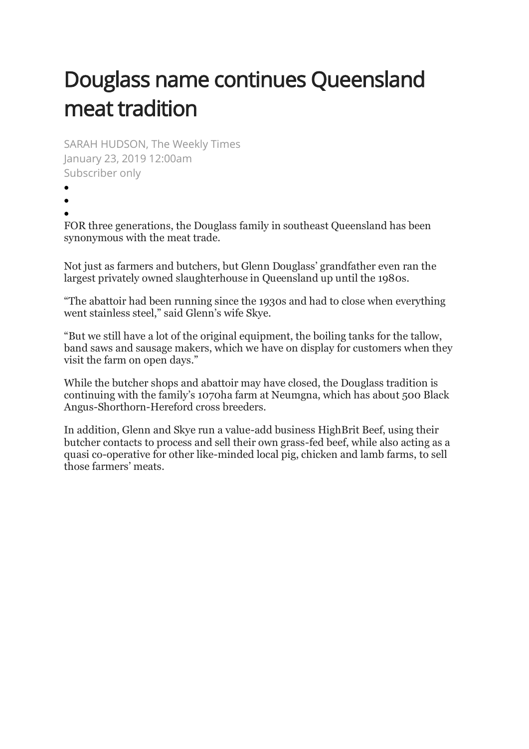# Douglass name continues Queensland meat tradition

SARAH HUDSON, The Weekly Times
January 23, 2019 12:00am
Subscriber only

FOR three generations, the Douglass family in southeast Queensland has been synonymous with the meat trade.

Not just as farmers and butchers, but Glenn Douglass' grandfather even ran the largest privately owned slaughterhouse in Queensland up until the 1980s.

"The abattoir had been running since the 1930s and had to close when everything went stainless steel," said Glenn's wife Skye.

"But we still have a lot of the original equipment, the boiling tanks for the tallow, band saws and sausage makers, which we have on display for customers when they visit the farm on open days."

While the butcher shops and abattoir may have closed, the Douglass tradition is continuing with the family's 1070ha farm at Neumgna, which has about 500 Black Angus-Shorthorn-Hereford cross breeders.

In addition, Glenn and Skye run a value-add business HighBrit Beef, using their butcher contacts to process and sell their own grass-fed beef, while also acting as a quasi co-operative for other like-minded local pig, chicken and lamb farms, to sell those farmers' meats.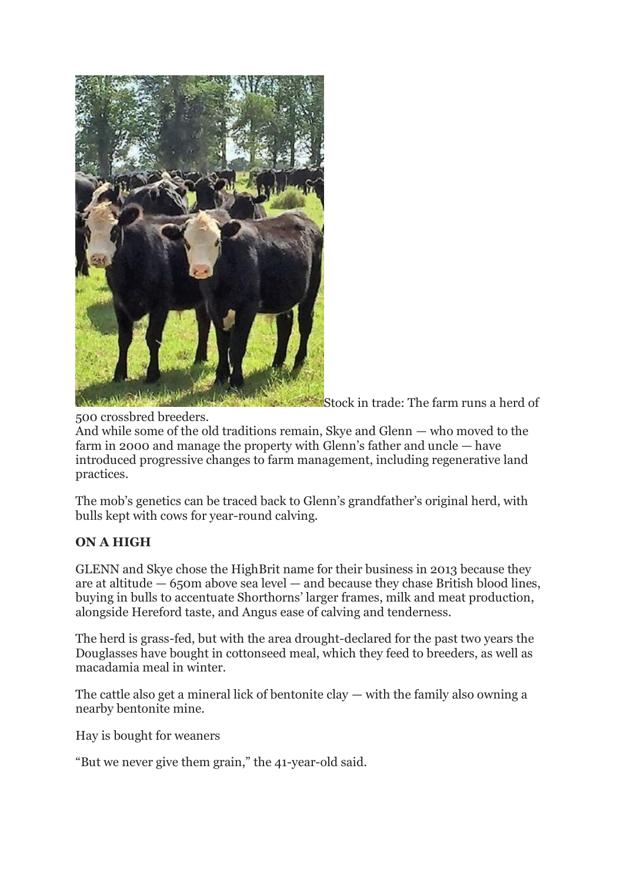Stock in trade: The farm runs a herd of 500 crossbred breeders.

And while some of the old traditions remain, Skye and Glenn — who moved to the farm in 2000 and manage the property with Glenn's father and uncle — have introduced progressive changes to farm management, including regenerative land practices.

The mob's genetics can be traced back to Glenn's grandfather's original herd, with bulls kept with cows for year-round calving.

**ON A HIGH**

GLENN and Skye chose the HighBrit name for their business in 2013 because they are at altitude — 650m above sea level — and because they chase British blood lines, buying in bulls to accentuate Shorthorns' larger frames, milk and meat production, alongside Hereford taste, and Angus ease of calving and tenderness.

The herd is grass-fed, but with the area drought-declared for the past two years the Douglasses have bought in cottonseed meal, which they feed to breeders, as well as macadamia meal in winter.

The cattle also get a mineral lick of bentonite clay — with the family also owning a nearby bentonite mine.

Hay is bought for weaners

"But we never give them grain," the 41-year-old said.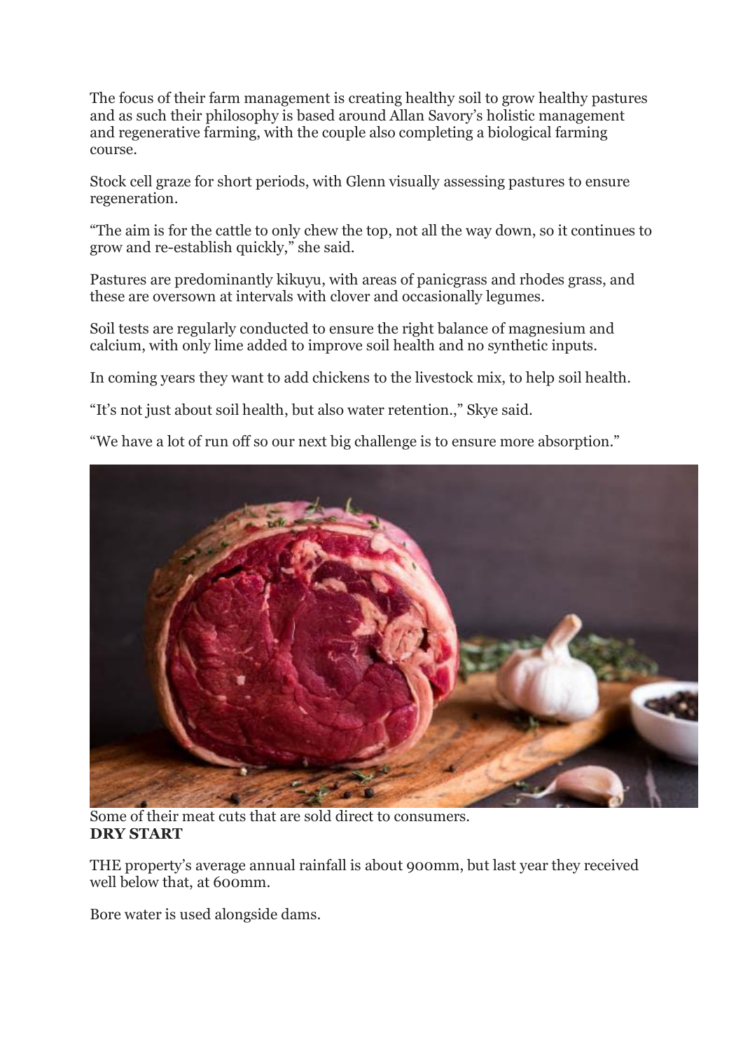The focus of their farm management is creating healthy soil to grow healthy pastures and as such their philosophy is based around Allan Savory's holistic management and regenerative farming, with the couple also completing a biological farming course.

Stock cell graze for short periods, with Glenn visually assessing pastures to ensure regeneration.

"The aim is for the cattle to only chew the top, not all the way down, so it continues to grow and re-establish quickly," she said.

Pastures are predominantly kikuyu, with areas of panicgrass and rhodes grass, and these are oversown at intervals with clover and occasionally legumes.

Soil tests are regularly conducted to ensure the right balance of magnesium and calcium, with only lime added to improve soil health and no synthetic inputs.

In coming years they want to add chickens to the livestock mix, to help soil health.

"It's not just about soil health, but also water retention.," Skye said.

"We have a lot of run off so our next big challenge is to ensure more absorption."

Some of their meat cuts that are sold direct to consumers.

**DRY START**

THE property's average annual rainfall is about 900mm, but last year they received well below that, at 600mm.

Bore water is used alongside dams.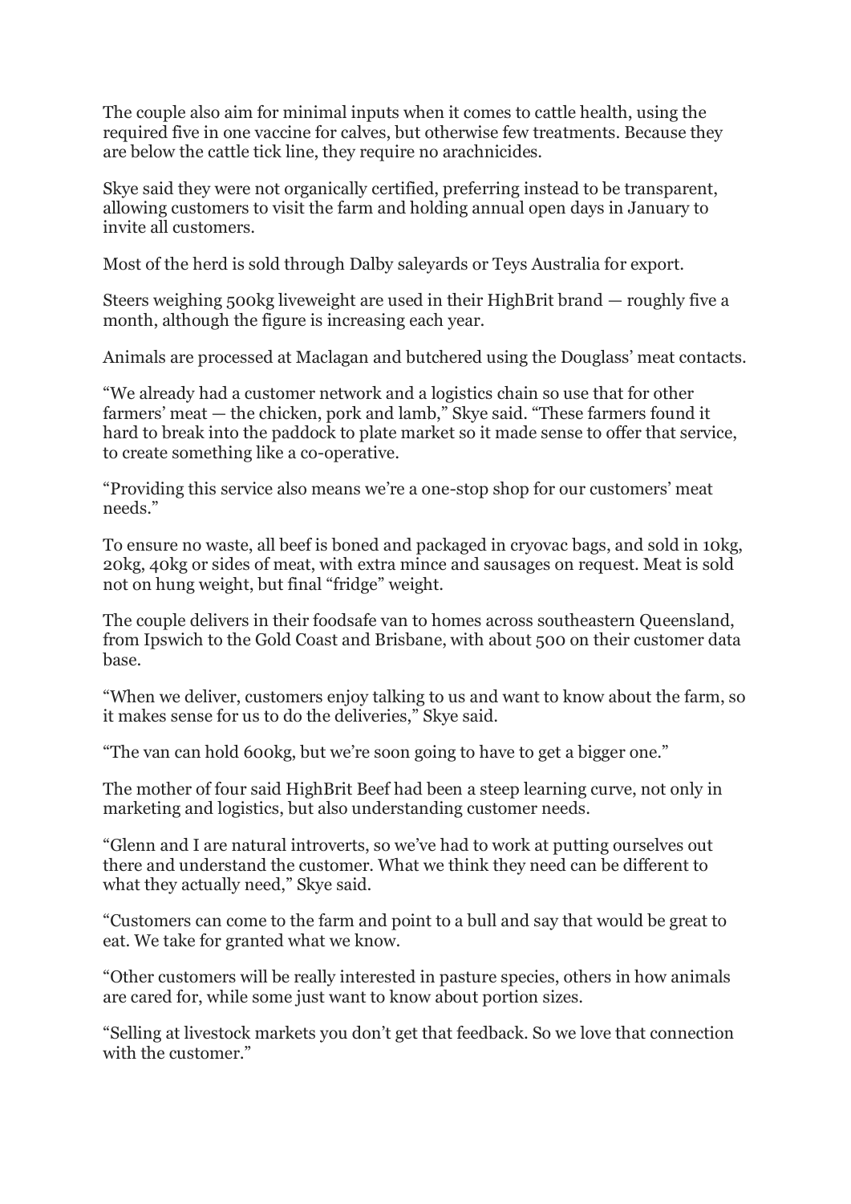The couple also aim for minimal inputs when it comes to cattle health, using the required five in one vaccine for calves, but otherwise few treatments. Because they are below the cattle tick line, they require no arachnicides.

Skye said they were not organically certified, preferring instead to be transparent, allowing customers to visit the farm and holding annual open days in January to invite all customers.

Most of the herd is sold through Dalby saleyards or Teys Australia for export.

Steers weighing 500kg liveweight are used in their HighBrit brand — roughly five a month, although the figure is increasing each year.

Animals are processed at Maclagan and butchered using the Douglass' meat contacts.

"We already had a customer network and a logistics chain so use that for other farmers' meat — the chicken, pork and lamb," Skye said. "These farmers found it hard to break into the paddock to plate market so it made sense to offer that service, to create something like a co-operative.

"Providing this service also means we're a one-stop shop for our customers' meat needs."

To ensure no waste, all beef is boned and packaged in cryovac bags, and sold in 10kg, 20kg, 40kg or sides of meat, with extra mince and sausages on request. Meat is sold not on hung weight, but final "fridge" weight.

The couple delivers in their foodsafe van to homes across southeastern Queensland, from Ipswich to the Gold Coast and Brisbane, with about 500 on their customer data base.

"When we deliver, customers enjoy talking to us and want to know about the farm, so it makes sense for us to do the deliveries," Skye said.

"The van can hold 600kg, but we're soon going to have to get a bigger one."

The mother of four said HighBrit Beef had been a steep learning curve, not only in marketing and logistics, but also understanding customer needs.

"Glenn and I are natural introverts, so we've had to work at putting ourselves out there and understand the customer. What we think they need can be different to what they actually need," Skye said.

"Customers can come to the farm and point to a bull and say that would be great to eat. We take for granted what we know.

"Other customers will be really interested in pasture species, others in how animals are cared for, while some just want to know about portion sizes.

"Selling at livestock markets you don't get that feedback. So we love that connection with the customer."